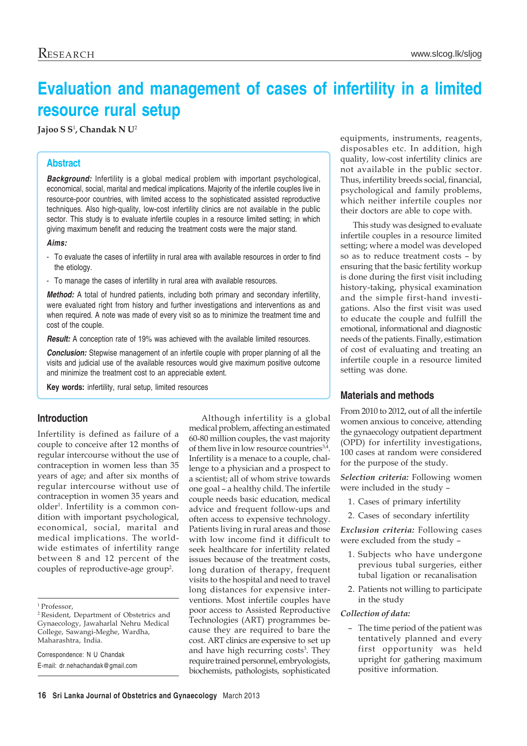# Evaluation and management of cases of infertility in a limited resource rural setup

**Jajoo S S**[1]**, Chandak N U**[2]

## Abstract

***Background:*** Infertility is a global medical problem with important psychological, economical, social, marital and medical implications. Majority of the infertile couples live in resource-poor countries, with limited access to the sophisticated assisted reproductive techniques. Also high-quality, low-cost infertility clinics are not available in the public sector. This study is to evaluate infertile couples in a resource limited setting; in which giving maximum benefit and reducing the treatment costs were the major stand.

***Aims:***

- To evaluate the cases of infertility in rural area with available resources in order to find the etiology.
- To manage the cases of infertility in rural area with available resources.

***Method:*** A total of hundred patients, including both primary and secondary infertility, were evaluated right from history and further investigations and interventions as and when required. A note was made of every visit so as to minimize the treatment time and cost of the couple.

***Result:*** A conception rate of 19% was achieved with the available limited resources.

***Conclusion:*** Stepwise management of an infertile couple with proper planning of all the visits and judicial use of the available resources would give maximum positive outcome and minimize the treatment cost to an appreciable extent.

**Key words:** infertility, rural setup, limited resources

## Introduction

Infertility is defined as failure of a couple to conceive after 12 months of regular intercourse without the use of contraception in women less than 35 years of age; and after six months of regular intercourse without use of contraception in women 35 years and older[1]. Infertility is a common condition with important psychological, economical, social, marital and medical implications. The worldwide estimates of infertility range between 8 and 12 percent of the couples of reproductive-age group[2].

Although infertility is a global medical problem, affecting an estimated 60-80 million couples, the vast majority of them live in low resource countries[3,4]. Infertility is a menace to a couple, challenge to a physician and a prospect to a scientist; all of whom strive towards one goal – a healthy child. The infertile couple needs basic education, medical advice and frequent follow-ups and often access to expensive technology. Patients living in rural areas and those with low income find it difficult to seek healthcare for infertility related issues because of the treatment costs, long duration of therapy, frequent visits to the hospital and need to travel long distances for expensive interventions. Most infertile couples have poor access to Assisted Reproductive Technologies (ART) programmes because they are required to bare the cost. ART clinics are expensive to set up and have high recurring costs[3]. They require trained personnel, embryologists, biochemists, pathologists, sophisticated equipments, instruments, reagents, disposables etc. In addition, high quality, low-cost infertility clinics are not available in the public sector. Thus, infertility breeds social, financial, psychological and family problems, which neither infertile couples nor their doctors are able to cope with.

This study was designed to evaluate infertile couples in a resource limited setting; where a model was developed so as to reduce treatment costs – by ensuring that the basic fertility workup is done during the first visit including history-taking, physical examination and the simple first-hand investigations. Also the first visit was used to educate the couple and fulfill the emotional, informational and diagnostic needs of the patients. Finally, estimation of cost of evaluating and treating an infertile couple in a resource limited setting was done.

## Materials and methods

From 2010 to 2012, out of all the infertile women anxious to conceive, attending the gynaecology outpatient department (OPD) for infertility investigations, 100 cases at random were considered for the purpose of the study.

***Selection criteria:*** Following women were included in the study –

1. Cases of primary infertility
2. Cases of secondary infertility

***Exclusion criteria:*** Following cases were excluded from the study –

1. Subjects who have undergone previous tubal surgeries, either tubal ligation or recanalisation
2. Patients not willing to participate in the study

***Collection of data:***

- The time period of the patient was tentatively planned and every first opportunity was held upright for gathering maximum positive information.

---

[1] Professor,

[2] Resident, Department of Obstetrics and Gynaecology, Jawaharlal Nehru Medical College, Sawangi-Meghe, Wardha, Maharashtra, India.

Correspondence: N U Chandak
E-mail: dr.nehachandak@gmail.com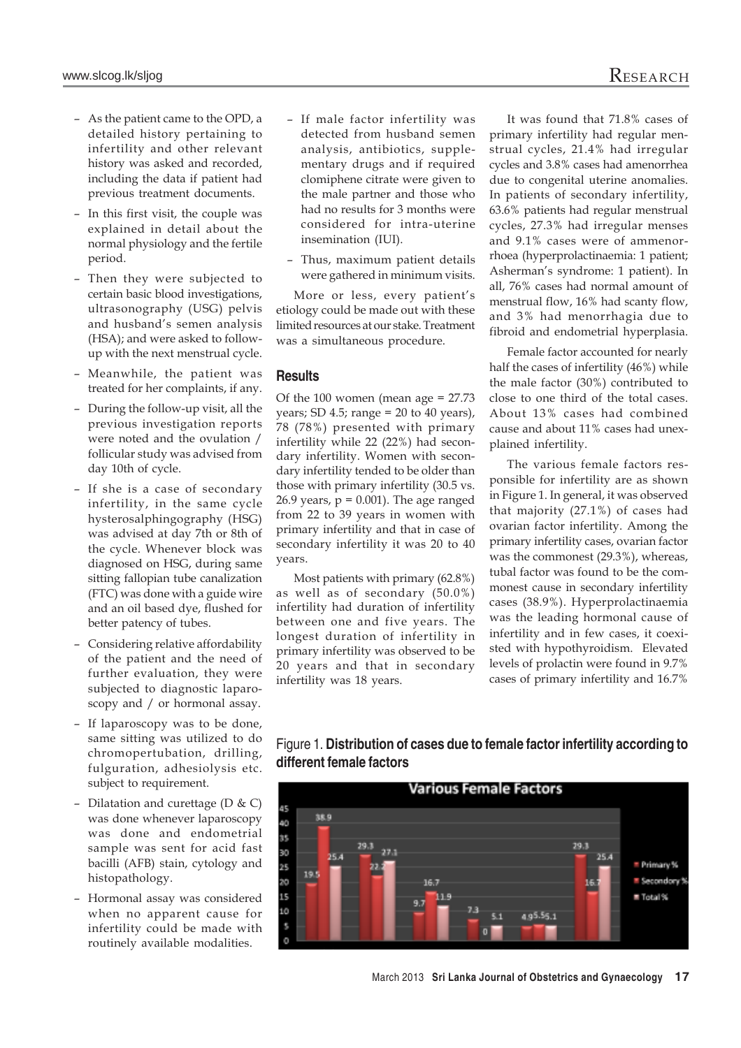- As the patient came to the OPD, a detailed history pertaining to infertility and other relevant history was asked and recorded, including the data if patient had previous treatment documents.
- In this first visit, the couple was explained in detail about the normal physiology and the fertile period.
- Then they were subjected to certain basic blood investigations, ultrasonography (USG) pelvis and husband's semen analysis (HSA); and were asked to follow-up with the next menstrual cycle.
- Meanwhile, the patient was treated for her complaints, if any.
- During the follow-up visit, all the previous investigation reports were noted and the ovulation / follicular study was advised from day 10th of cycle.
- If she is a case of secondary infertility, in the same cycle hysterosalphingography (HSG) was advised at day 7th or 8th of the cycle. Whenever block was diagnosed on HSG, during same sitting fallopian tube canalization (FTC) was done with a guide wire and an oil based dye, flushed for better patency of tubes.
- Considering relative affordability of the patient and the need of further evaluation, they were subjected to diagnostic laparoscopy and / or hormonal assay.
- If laparoscopy was to be done, same sitting was utilized to do chromopertubation, drilling, fulguration, adhesiolysis etc. subject to requirement.
- Dilatation and curettage (D & C) was done whenever laparoscopy was done and endometrial sample was sent for acid fast bacilli (AFB) stain, cytology and histopathology.
- Hormonal assay was considered when no apparent cause for infertility could be made with routinely available modalities.
- If male factor infertility was detected from husband semen analysis, antibiotics, supplementary drugs and if required clomiphene citrate were given to the male partner and those who had no results for 3 months were considered for intra-uterine insemination (IUI).
- Thus, maximum patient details were gathered in minimum visits.

More or less, every patient's etiology could be made out with these limited resources at our stake. Treatment was a simultaneous procedure.

## Results

Of the 100 women (mean age = 27.73 years; SD 4.5; range = 20 to 40 years), 78 (78%) presented with primary infertility while 22 (22%) had secondary infertility. Women with secondary infertility tended to be older than those with primary infertility (30.5 vs. 26.9 years, $p = 0.001$). The age ranged from 22 to 39 years in women with primary infertility and that in case of secondary infertility it was 20 to 40 years.

Most patients with primary (62.8%) as well as of secondary (50.0%) infertility had duration of infertility between one and five years. The longest duration of infertility in primary infertility was observed to be 20 years and that in secondary infertility was 18 years.

It was found that 71.8% cases of primary infertility had regular menstrual cycles, 21.4% had irregular cycles and 3.8% cases had amenorrhea due to congenital uterine anomalies. In patients of secondary infertility, 63.6% patients had regular menstrual cycles, 27.3% had irregular menses and 9.1% cases were of ammenorrhoea (hyperprolactinaemia: 1 patient; Asherman's syndrome: 1 patient). In all, 76% cases had normal amount of menstrual flow, 16% had scanty flow, and 3% had menorrhagia due to fibroid and endometrial hyperplasia.

Female factor accounted for nearly half the cases of infertility (46%) while the male factor (30%) contributed to close to one third of the total cases. About 13% cases had combined cause and about 11% cases had unexplained infertility.

The various female factors responsible for infertility are as shown in Figure 1. In general, it was observed that majority (27.1%) of cases had ovarian factor infertility. Among the primary infertility cases, ovarian factor was the commonest (29.3%), whereas, tubal factor was found to be the commonest cause in secondary infertility cases (38.9%). Hyperprolactinaemia was the leading hormonal cause of infertility and in few cases, it coexisted with hypothyroidism. Elevated levels of prolactin were found in 9.7% cases of primary infertility and 16.7%

Figure 1. **Distribution of cases due to female factor infertility according to different female factors**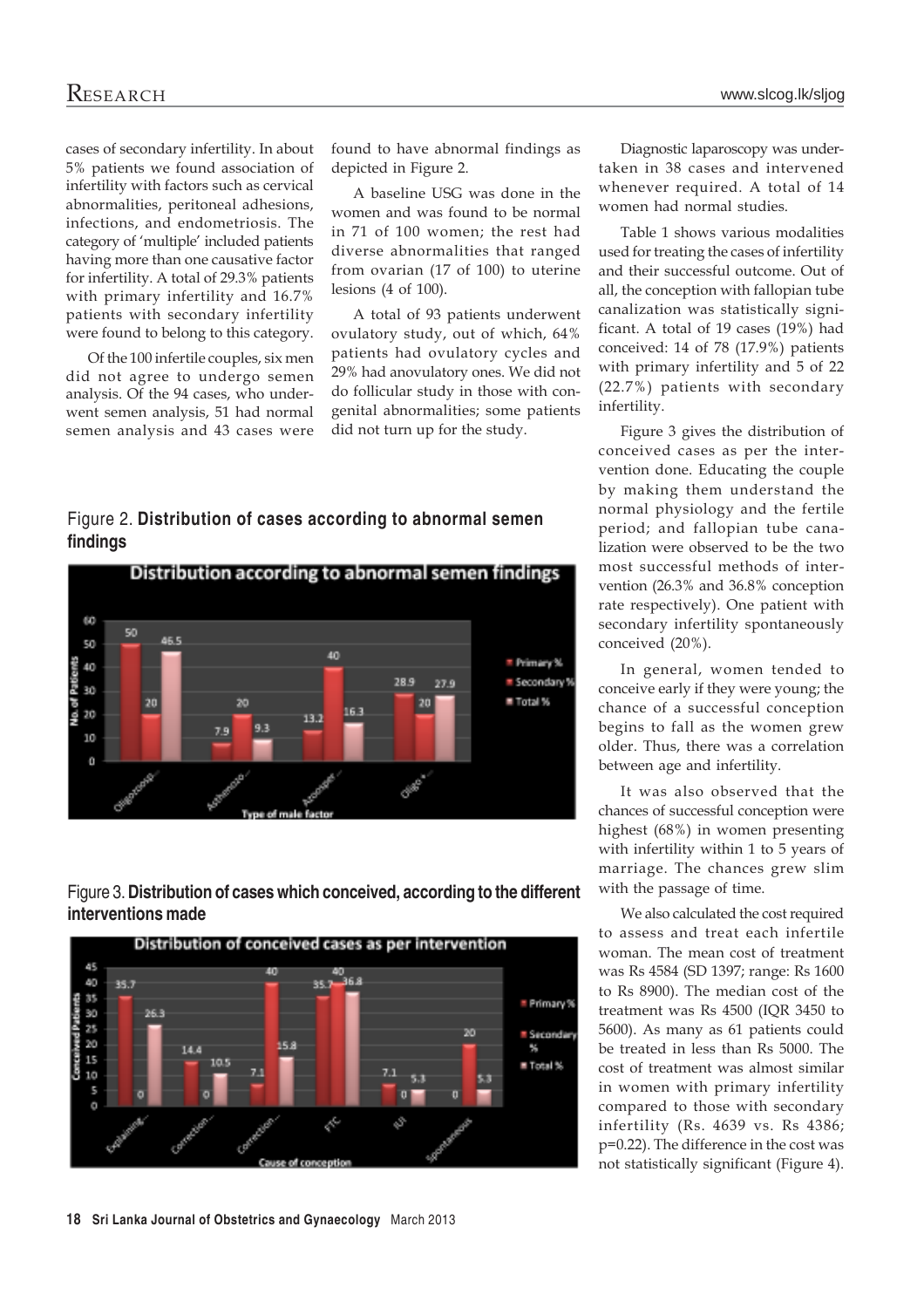cases of secondary infertility. In about 5% patients we found association of infertility with factors such as cervical abnormalities, peritoneal adhesions, infections, and endometriosis. The category of 'multiple' included patients having more than one causative factor for infertility. A total of 29.3% patients with primary infertility and 16.7% patients with secondary infertility were found to belong to this category.

Of the 100 infertile couples, six men did not agree to undergo semen analysis. Of the 94 cases, who underwent semen analysis, 51 had normal semen analysis and 43 cases were found to have abnormal findings as depicted in Figure 2.

A baseline USG was done in the women and was found to be normal in 71 of 100 women; the rest had diverse abnormalities that ranged from ovarian (17 of 100) to uterine lesions (4 of 100).

A total of 93 patients underwent ovulatory study, out of which, 64% patients had ovulatory cycles and 29% had anovulatory ones. We did not do follicular study in those with congenital abnormalities; some patients did not turn up for the study.

Figure 2. **Distribution of cases according to abnormal semen findings**

Figure 3. **Distribution of cases which conceived, according to the different interventions made**

Diagnostic laparoscopy was undertaken in 38 cases and intervened whenever required. A total of 14 women had normal studies.

Table 1 shows various modalities used for treating the cases of infertility and their successful outcome. Out of all, the conception with fallopian tube canalization was statistically significant. A total of 19 cases (19%) had conceived: 14 of 78 (17.9%) patients with primary infertility and 5 of 22 (22.7%) patients with secondary infertility.

Figure 3 gives the distribution of conceived cases as per the intervention done. Educating the couple by making them understand the normal physiology and the fertile period; and fallopian tube canalization were observed to be the two most successful methods of intervention (26.3% and 36.8% conception rate respectively). One patient with secondary infertility spontaneously conceived (20%).

In general, women tended to conceive early if they were young; the chance of a successful conception begins to fall as the women grew older. Thus, there was a correlation between age and infertility.

It was also observed that the chances of successful conception were highest (68%) in women presenting with infertility within 1 to 5 years of marriage. The chances grew slim with the passage of time.

We also calculated the cost required to assess and treat each infertile woman. The mean cost of treatment was Rs 4584 (SD 1397; range: Rs 1600 to Rs 8900). The median cost of the treatment was Rs 4500 (IQR 3450 to 5600). As many as 61 patients could be treated in less than Rs 5000. The cost of treatment was almost similar in women with primary infertility compared to those with secondary infertility (Rs. 4639 vs. Rs 4386; $p=0.22$). The difference in the cost was not statistically significant (Figure 4).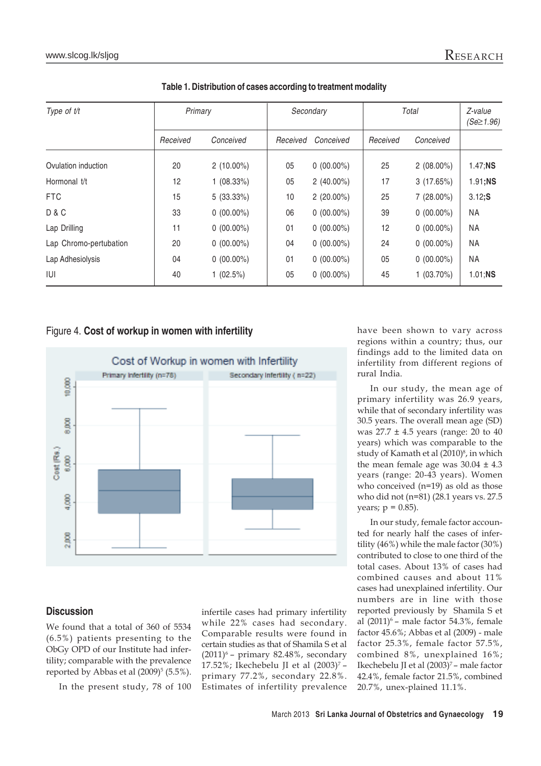**Table 1. Distribution of cases according to treatment modality**

| *Type of t/t* | *Primary* | | *Secondary* | | *Total* | | *Z-value (Se≥1.96)* |
|---|---|---|---|---|---|---|---|
| | *Received* | *Conceived* | *Received* | *Conceived* | *Received* | *Conceived* | |
| Ovulation induction | 20 | 2 (10.00%) | 05 | 0 (00.00%) | 25 | 2 (08.00%) | 1.47;**NS** |
| Hormonal t/t | 12 | 1 (08.33%) | 05 | 2 (40.00%) | 17 | 3 (17.65%) | 1.91;**NS** |
| FTC | 15 | 5 (33.33%) | 10 | 2 (20.00%) | 25 | 7 (28.00%) | 3.12;**S** |
| D & C | 33 | 0 (00.00%) | 06 | 0 (00.00%) | 39 | 0 (00.00%) | NA |
| Lap Drilling | 11 | 0 (00.00%) | 01 | 0 (00.00%) | 12 | 0 (00.00%) | NA |
| Lap Chromo-pertubation | 20 | 0 (00.00%) | 04 | 0 (00.00%) | 24 | 0 (00.00%) | NA |
| Lap Adhesiolysis | 04 | 0 (00.00%) | 01 | 0 (00.00%) | 05 | 0 (00.00%) | NA |
| IUI | 40 | 1 (02.5%) | 05 | 0 (00.00%) | 45 | 1 (03.70%) | 1.01;**NS** |

Figure 4. **Cost of workup in women with infertility**

## Discussion

We found that a total of 360 of 5534 (6.5%) patients presenting to the ObGy OPD of our Institute had infertility; comparable with the prevalence reported by Abbas et al (2009)[5] (5.5%).

In the present study, 78 of 100 infertile cases had primary infertility while 22% cases had secondary. Comparable results were found in certain studies as that of Shamila S et al (2011)[6] – primary 82.48%, secondary 17.52%; Ikechebelu JI et al (2003)[7] – primary 77.2%, secondary 22.8%. Estimates of infertility prevalence have been shown to vary across regions within a country; thus, our findings add to the limited data on infertility from different regions of rural India.

In our study, the mean age of primary infertility was 26.9 years, while that of secondary infertility was 30.5 years. The overall mean age (SD) was 27.7 ± 4.5 years (range: 20 to 40 years) which was comparable to the study of Kamath et al (2010)[8], in which the mean female age was 30.04 ± 4.3 years (range: 20-43 years). Women who conceived (n=19) as old as those who did not (n=81) (28.1 years vs. 27.5 years; p = 0.85).

In our study, female factor accounted for nearly half the cases of infertility (46%) while the male factor (30%) contributed to close to one third of the total cases. About 13% of cases had combined causes and about 11% cases had unexplained infertility. Our numbers are in line with those reported previously by Shamila S et al (2011)[6] – male factor 54.3%, female factor 45.6%; Abbas et al (2009) - male factor 25.3%, female factor 57.5%, combined 8%, unexplained 16%; Ikechebelu JI et al (2003)[7] – male factor 42.4%, female factor 21.5%, combined 20.7%, unex-plained 11.1%.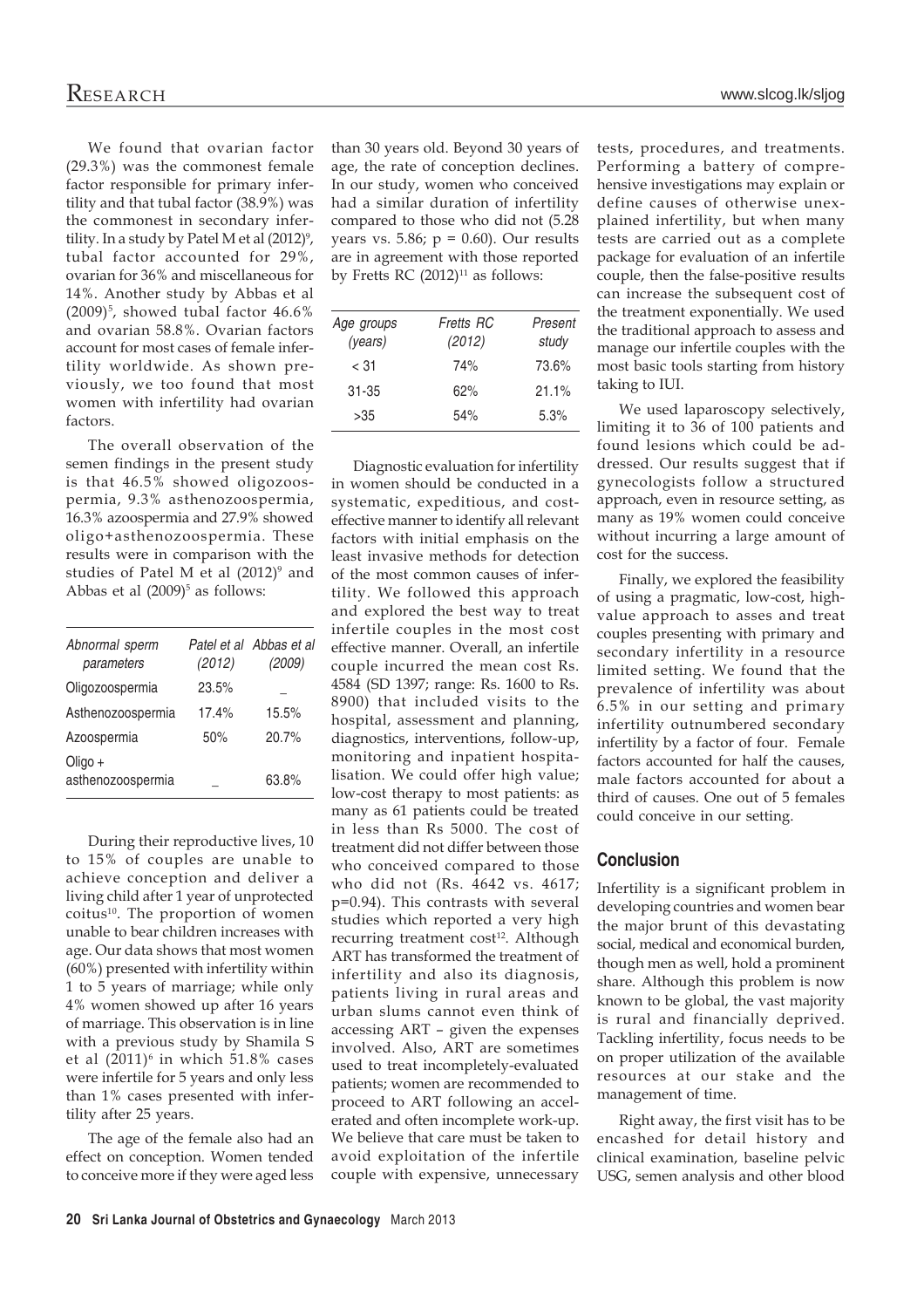We found that ovarian factor (29.3%) was the commonest female factor responsible for primary infertility and that tubal factor (38.9%) was the commonest in secondary infertility. In a study by Patel M et al (2012)[9], tubal factor accounted for 29%, ovarian for 36% and miscellaneous for 14%. Another study by Abbas et al (2009)[5], showed tubal factor 46.6% and ovarian 58.8%. Ovarian factors account for most cases of female infertility worldwide. As shown previously, we too found that most women with infertility had ovarian factors.

The overall observation of the semen findings in the present study is that 46.5% showed oligozoospermia, 9.3% asthenozoospermia, 16.3% azoospermia and 27.9% showed oligo+asthenozoospermia. These results were in comparison with the studies of Patel M et al (2012)[9] and Abbas et al (2009)[5] as follows:

| *Abnormal sperm parameters* | *Patel et al (2012)* | *Abbas et al (2009)* |
|---|---|---|
| Oligozoospermia | 23.5% | _ |
| Asthenozoospermia | 17.4% | 15.5% |
| Azoospermia | 50% | 20.7% |
| Oligo + asthenozoospermia | _ | 63.8% |

During their reproductive lives, 10 to 15% of couples are unable to achieve conception and deliver a living child after 1 year of unprotected coitus[10]. The proportion of women unable to bear children increases with age. Our data shows that most women (60%) presented with infertility within 1 to 5 years of marriage; while only 4% women showed up after 16 years of marriage. This observation is in line with a previous study by Shamila S et al (2011)[6] in which 51.8% cases were infertile for 5 years and only less than 1% cases presented with infertility after 25 years.

The age of the female also had an effect on conception. Women tended to conceive more if they were aged less than 30 years old. Beyond 30 years of age, the rate of conception declines. In our study, women who conceived had a similar duration of infertility compared to those who did not (5.28 years vs. 5.86; $p = 0.60$). Our results are in agreement with those reported by Fretts RC (2012)[11] as follows:

| *Age groups (years)* | *Fretts RC (2012)* | *Present study* |
|---|---|---|
| < 31 | 74% | 73.6% |
| 31-35 | 62% | 21.1% |
| >35 | 54% | 5.3% |

Diagnostic evaluation for infertility in women should be conducted in a systematic, expeditious, and cost-effective manner to identify all relevant factors with initial emphasis on the least invasive methods for detection of the most common causes of infertility. We followed this approach and explored the best way to treat infertile couples in the most cost effective manner. Overall, an infertile couple incurred the mean cost Rs. 4584 (SD 1397; range: Rs. 1600 to Rs. 8900) that included visits to the hospital, assessment and planning, diagnostics, interventions, follow-up, monitoring and inpatient hospitalisation. We could offer high value; low-cost therapy to most patients: as many as 61 patients could be treated in less than Rs 5000. The cost of treatment did not differ between those who conceived compared to those who did not (Rs. 4642 vs. 4617; $p=0.94$). This contrasts with several studies which reported a very high recurring treatment cost[12]. Although ART has transformed the treatment of infertility and also its diagnosis, patients living in rural areas and urban slums cannot even think of accessing ART – given the expenses involved. Also, ART are sometimes used to treat incompletely-evaluated patients; women are recommended to proceed to ART following an accelerated and often incomplete work-up. We believe that care must be taken to avoid exploitation of the infertile couple with expensive, unnecessary tests, procedures, and treatments. Performing a battery of comprehensive investigations may explain or define causes of otherwise unexplained infertility, but when many tests are carried out as a complete package for evaluation of an infertile couple, then the false-positive results can increase the subsequent cost of the treatment exponentially. We used the traditional approach to assess and manage our infertile couples with the most basic tools starting from history taking to IUI.

We used laparoscopy selectively, limiting it to 36 of 100 patients and found lesions which could be addressed. Our results suggest that if gynecologists follow a structured approach, even in resource setting, as many as 19% women could conceive without incurring a large amount of cost for the success.

Finally, we explored the feasibility of using a pragmatic, low-cost, high-value approach to asses and treat couples presenting with primary and secondary infertility in a resource limited setting. We found that the prevalence of infertility was about 6.5% in our setting and primary infertility outnumbered secondary infertility by a factor of four. Female factors accounted for half the causes, male factors accounted for about a third of causes. One out of 5 females could conceive in our setting.

## Conclusion

Infertility is a significant problem in developing countries and women bear the major brunt of this devastating social, medical and economical burden, though men as well, hold a prominent share. Although this problem is now known to be global, the vast majority is rural and financially deprived. Tackling infertility, focus needs to be on proper utilization of the available resources at our stake and the management of time.

Right away, the first visit has to be encashed for detail history and clinical examination, baseline pelvic USG, semen analysis and other blood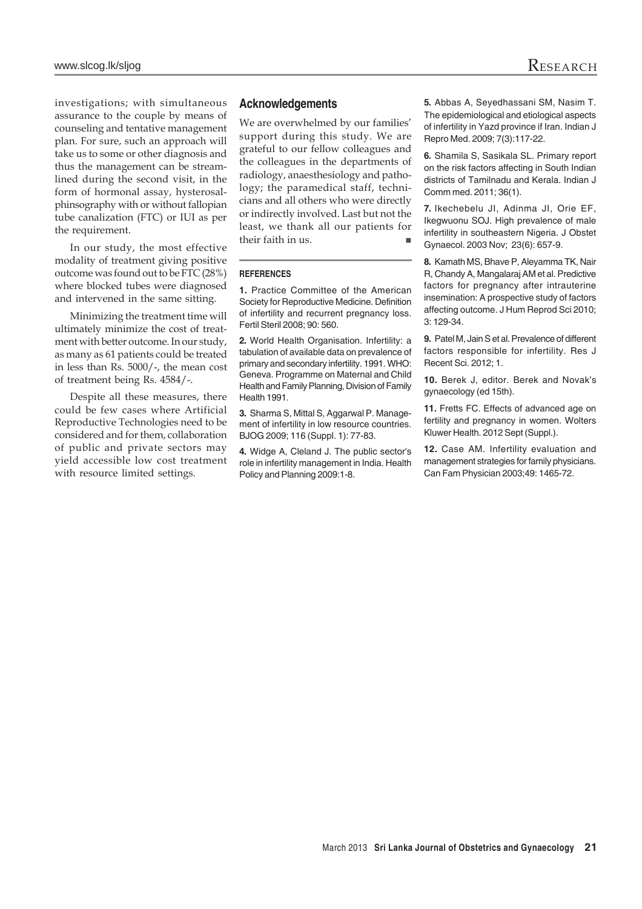investigations; with simultaneous assurance to the couple by means of counseling and tentative management plan. For sure, such an approach will take us to some or other diagnosis and thus the management can be streamlined during the second visit, in the form of hormonal assay, hysterosalphinsography with or without fallopian tube canalization (FTC) or IUI as per the requirement.

In our study, the most effective modality of treatment giving positive outcome was found out to be FTC (28%) where blocked tubes were diagnosed and intervened in the same sitting.

Minimizing the treatment time will ultimately minimize the cost of treatment with better outcome. In our study, as many as 61 patients could be treated in less than Rs. 5000/-, the mean cost of treatment being Rs. 4584/-.

Despite all these measures, there could be few cases where Artificial Reproductive Technologies need to be considered and for them, collaboration of public and private sectors may yield accessible low cost treatment with resource limited settings.

## Acknowledgements

We are overwhelmed by our families' support during this study. We are grateful to our fellow colleagues and the colleagues in the departments of radiology, anaesthesiology and pathology; the paramedical staff, technicians and all others who were directly or indirectly involved. Last but not the least, we thank all our patients for their faith in us.

### REFERENCES

**1.** Practice Committee of the American Society for Reproductive Medicine. Definition of infertility and recurrent pregnancy loss. Fertil Steril 2008; 90: 560.

**2.** World Health Organisation. Infertility: a tabulation of available data on prevalence of primary and secondary infertility. 1991. WHO: Geneva. Programme on Maternal and Child Health and Family Planning, Division of Family Health 1991.

**3.** Sharma S, Mittal S, Aggarwal P. Management of infertility in low resource countries. BJOG 2009; 116 (Suppl. 1): 77-83.

**4.** Widge A, Cleland J. The public sector's role in infertility management in India. Health Policy and Planning 2009:1-8.

**5.** Abbas A, Seyedhassani SM, Nasim T. The epidemiological and etiological aspects of infertility in Yazd province if Iran. Indian J Repro Med. 2009; 7(3):117-22.

**6.** Shamila S, Sasikala SL. Primary report on the risk factors affecting in South Indian districts of Tamilnadu and Kerala. Indian J Comm med. 2011; 36(1).

**7.** Ikechebelu JI, Adinma JI, Orie EF, Ikegwuonu SOJ. High prevalence of male infertility in southeastern Nigeria. J Obstet Gynaecol. 2003 Nov; 23(6): 657-9.

**8.** Kamath MS, Bhave P, Aleyamma TK, Nair R, Chandy A, Mangalaraj AM et al. Predictive factors for pregnancy after intrauterine insemination: A prospective study of factors affecting outcome. J Hum Reprod Sci 2010; 3: 129-34.

**9.** Patel M, Jain S et al. Prevalence of different factors responsible for infertility. Res J Recent Sci. 2012; 1.

**10.** Berek J, editor. Berek and Novak's gynaecology (ed 15th).

**11.** Fretts FC. Effects of advanced age on fertility and pregnancy in women. Wolters Kluwer Health. 2012 Sept (Suppl.).

**12.** Case AM. Infertility evaluation and management strategies for family physicians. Can Fam Physician 2003;49: 1465-72.